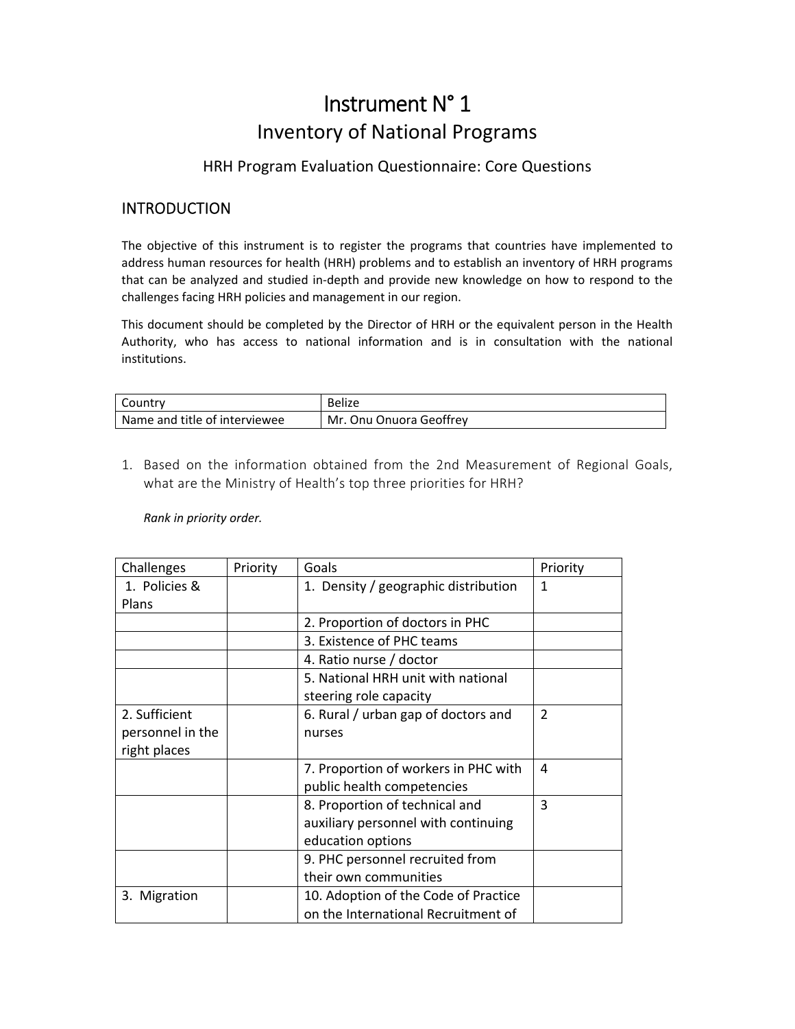# Instrument N° 1

## Inventory of National Programs

### HRH Program Evaluation Questionnaire: Core Questions

## INTRODUCTION

The objective of this instrument is to register the programs that countries have implemented to address human resources for health (HRH) problems and to establish an inventory of HRH programs that can be analyzed and studied in-depth and provide new knowledge on how to respond to the challenges facing HRH policies and management in our region.

This document should be completed by the Director of HRH or the equivalent person in the Health Authority, who has access to national information and is in consultation with the national institutions.

| Country | Belize |
|---|---|
| Name and title of interviewee | Mr. Onu Onuora Geoffrey |

1. Based on the information obtained from the 2nd Measurement of Regional Goals, what are the Ministry of Health's top three priorities for HRH?

   *Rank in priority order.*

| Challenges | Priority | Goals | Priority |
|---|---|---|---|
| 1. Policies & Plans | | 1. Density / geographic distribution | 1 |
| | | 2. Proportion of doctors in PHC | |
| | | 3. Existence of PHC teams | |
| | | 4. Ratio nurse / doctor | |
| | | 5. National HRH unit with national steering role capacity | |
| 2. Sufficient personnel in the right places | | 6. Rural / urban gap of doctors and nurses | 2 |
| | | 7. Proportion of workers in PHC with public health competencies | 4 |
| | | 8. Proportion of technical and auxiliary personnel with continuing education options | 3 |
| | | 9. PHC personnel recruited from their own communities | |
| 3. Migration | | 10. Adoption of the Code of Practice on the International Recruitment of | |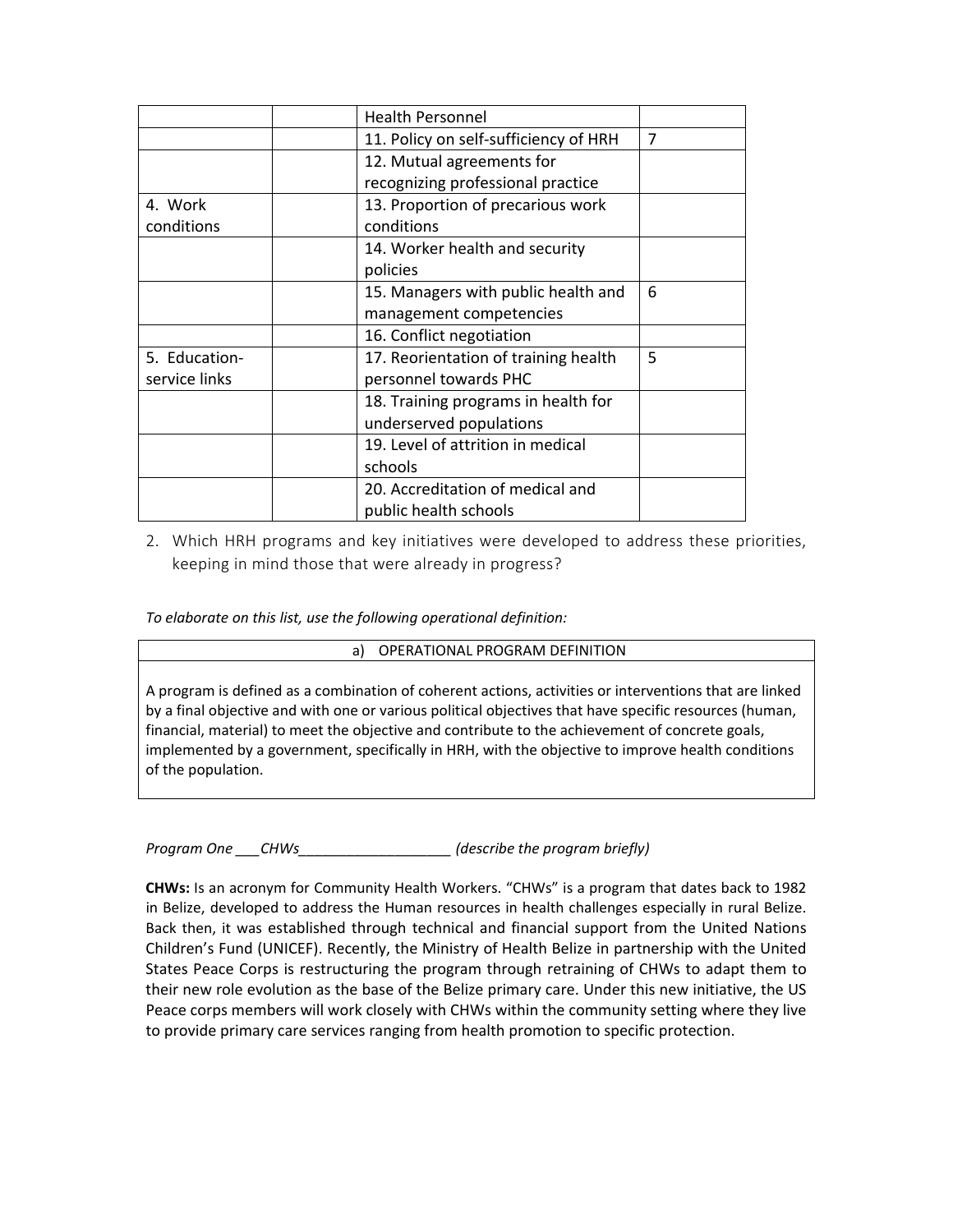| | | | |
|---|---|---|---|
| | | Health Personnel | |
| | | 11. Policy on self-sufficiency of HRH | 7 |
| | | 12. Mutual agreements for recognizing professional practice | |
| 4. Work conditions | | 13. Proportion of precarious work conditions | |
| | | 14. Worker health and security policies | |
| | | 15. Managers with public health and management competencies | 6 |
| | | 16. Conflict negotiation | |
| 5. Education-service links | | 17. Reorientation of training health personnel towards PHC | 5 |
| | | 18. Training programs in health for underserved populations | |
| | | 19. Level of attrition in medical schools | |
| | | 20. Accreditation of medical and public health schools | |

2. Which HRH programs and key initiatives were developed to address these priorities, keeping in mind those that were already in progress?

*To elaborate on this list, use the following operational definition:*

| a) OPERATIONAL PROGRAM DEFINITION |
|---|
| A program is defined as a combination of coherent actions, activities or interventions that are linked by a final objective and with one or various political objectives that have specific resources (human, financial, material) to meet the objective and contribute to the achievement of concrete goals, implemented by a government, specifically in HRH, with the objective to improve health conditions of the population. |

*Program One \_\_\_CHWs\_\_\_\_\_\_\_\_\_\_\_\_\_\_\_\_\_\_\_ (describe the program briefly)*

**CHWs:** Is an acronym for Community Health Workers. "CHWs" is a program that dates back to 1982 in Belize, developed to address the Human resources in health challenges especially in rural Belize. Back then, it was established through technical and financial support from the United Nations Children's Fund (UNICEF). Recently, the Ministry of Health Belize in partnership with the United States Peace Corps is restructuring the program through retraining of CHWs to adapt them to their new role evolution as the base of the Belize primary care. Under this new initiative, the US Peace corps members will work closely with CHWs within the community setting where they live to provide primary care services ranging from health promotion to specific protection.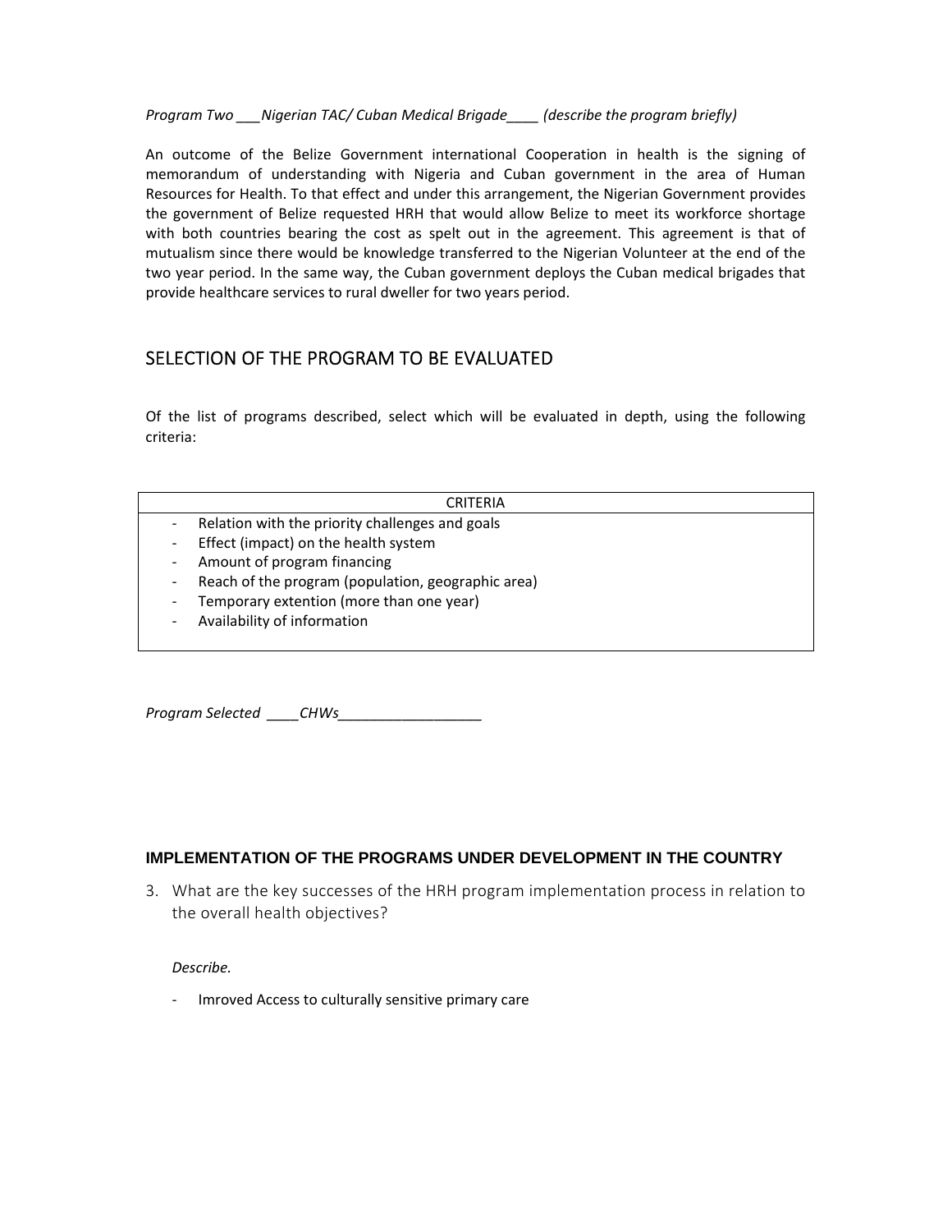*Program Two ___Nigerian TAC/ Cuban Medical Brigade____ (describe the program briefly)*

An outcome of the Belize Government international Cooperation in health is the signing of memorandum of understanding with Nigeria and Cuban government in the area of Human Resources for Health. To that effect and under this arrangement, the Nigerian Government provides the government of Belize requested HRH that would allow Belize to meet its workforce shortage with both countries bearing the cost as spelt out in the agreement. This agreement is that of mutualism since there would be knowledge transferred to the Nigerian Volunteer at the end of the two year period. In the same way, the Cuban government deploys the Cuban medical brigades that provide healthcare services to rural dweller for two years period.

## SELECTION OF THE PROGRAM TO BE EVALUATED

Of the list of programs described, select which will be evaluated in depth, using the following criteria:

| CRITERIA |
| --- |
| - Relation with the priority challenges and goals<br>- Effect (impact) on the health system<br>- Amount of program financing<br>- Reach of the program (population, geographic area)<br>- Temporary extention (more than one year)<br>- Availability of information |

*Program Selected ____CHWs__________________*

### IMPLEMENTATION OF THE PROGRAMS UNDER DEVELOPMENT IN THE COUNTRY

3. What are the key successes of the HRH program implementation process in relation to the overall health objectives?

   *Describe.*

   - Imroved Access to culturally sensitive primary care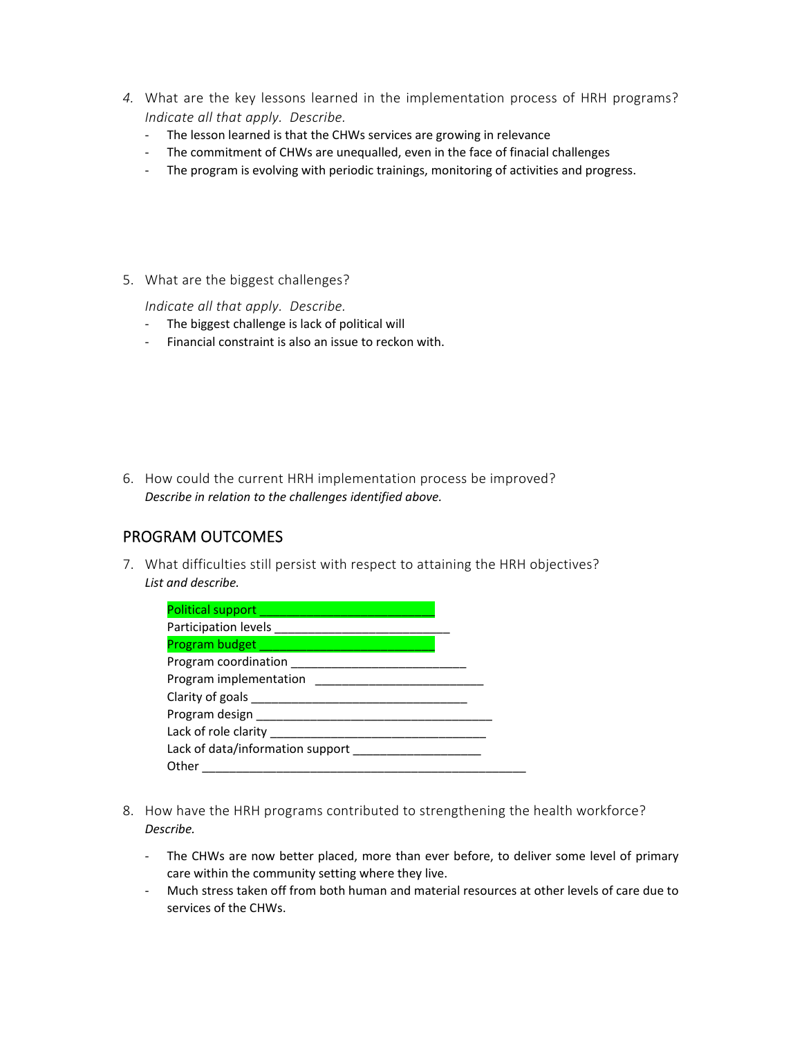4. What are the key lessons learned in the implementation process of HRH programs? *Indicate all that apply. Describe.*
   - The lesson learned is that the CHWs services are growing in relevance
   - The commitment of CHWs are unequalled, even in the face of finacial challenges
   - The program is evolving with periodic trainings, monitoring of activities and progress.

5. What are the biggest challenges?

   *Indicate all that apply. Describe.*
   - The biggest challenge is lack of political will
   - Financial constraint is also an issue to reckon with.

6. How could the current HRH implementation process be improved? *Describe in relation to the challenges identified above.*

## PROGRAM OUTCOMES

7. What difficulties still persist with respect to attaining the HRH objectives? *List and describe.*

   Political support ___________________________
   Participation levels ___________________________
   Program budget ___________________________
   Program coordination ___________________________
   Program implementation ___________________________
   Clarity of goals ___________________________
   Program design ___________________________
   Lack of role clarity ___________________________
   Lack of data/information support ___________________
   Other ___________________________________________

8. How have the HRH programs contributed to strengthening the health workforce? *Describe.*
   - The CHWs are now better placed, more than ever before, to deliver some level of primary care within the community setting where they live.
   - Much stress taken off from both human and material resources at other levels of care due to services of the CHWs.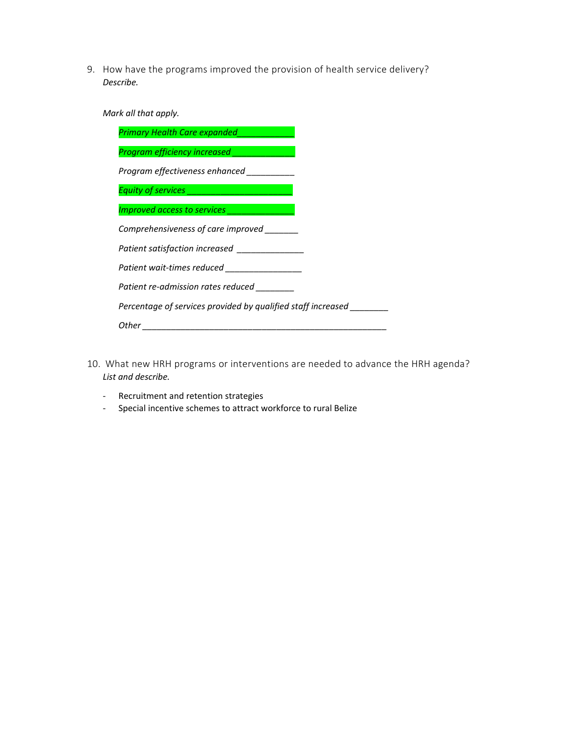9. How have the programs improved the provision of health service delivery? *Describe.*

   *Mark all that apply.*

   *Primary Health Care expanded____________*

   *Program efficiency increased _____________*

   *Program effectiveness enhanced __________*

   *Equity of services ______________________*

   *Improved access to services ______________*

   *Comprehensiveness of care improved _______*

   *Patient satisfaction increased ______________*

   *Patient wait-times reduced ________________*

   *Patient re-admission rates reduced ________*

   *Percentage of services provided by qualified staff increased ________*

   *Other ____________________________________________________*

10. What new HRH programs or interventions are needed to advance the HRH agenda? *List and describe.*

   - Recruitment and retention strategies
   - Special incentive schemes to attract workforce to rural Belize